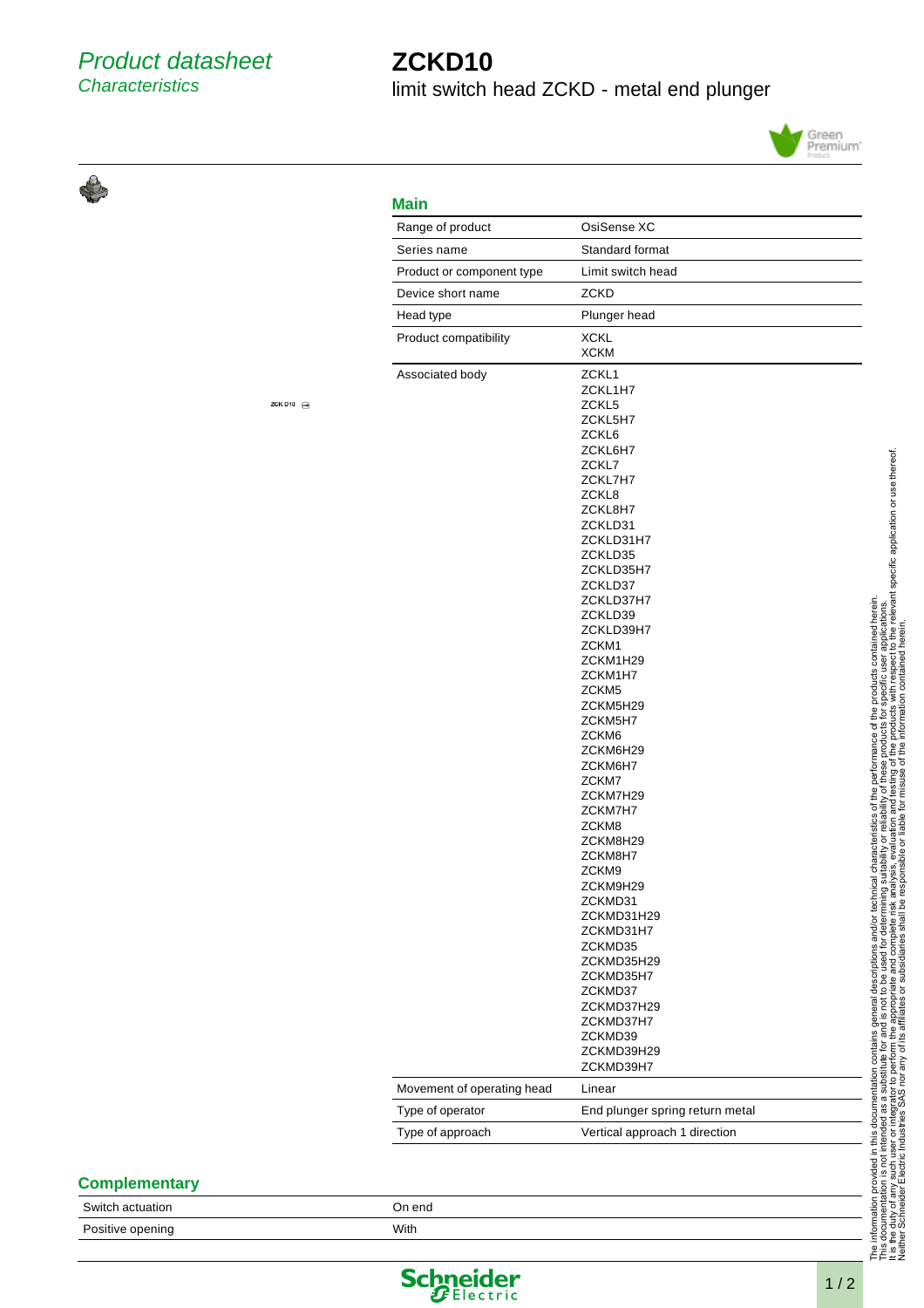# Product datasheet
## Characteristics

# ZCKD10
limit switch head ZCKD - metal end plunger

ZCK D10

## Main

| | |
|---|---|
| Range of product | OsiSense XC |
| Series name | Standard format |
| Product or component type | Limit switch head |
| Device short name | ZCKD |
| Head type | Plunger head |
| Product compatibility | XCKL<br>XCKM |
| Associated body | ZCKL1<br>ZCKL1H7<br>ZCKL5<br>ZCKL5H7<br>ZCKL6<br>ZCKL6H7<br>ZCKL7<br>ZCKL7H7<br>ZCKL8<br>ZCKL8H7<br>ZCKLD31<br>ZCKLD31H7<br>ZCKLD35<br>ZCKLD35H7<br>ZCKLD37<br>ZCKLD37H7<br>ZCKLD39<br>ZCKLD39H7<br>ZCKM1<br>ZCKM1H29<br>ZCKM1H7<br>ZCKM5<br>ZCKM5H29<br>ZCKM5H7<br>ZCKM6<br>ZCKM6H29<br>ZCKM6H7<br>ZCKM7<br>ZCKM7H29<br>ZCKM7H7<br>ZCKM8<br>ZCKM8H29<br>ZCKM8H7<br>ZCKM9<br>ZCKM9H29<br>ZCKMD31<br>ZCKMD31H29<br>ZCKMD31H7<br>ZCKMD35<br>ZCKMD35H29<br>ZCKMD35H7<br>ZCKMD37<br>ZCKMD37H29<br>ZCKMD37H7<br>ZCKMD39<br>ZCKMD39H29<br>ZCKMD39H7 |
| Movement of operating head | Linear |
| Type of operator | End plunger spring return metal |
| Type of approach | Vertical approach 1 direction |

## Complementary

| | |
|---|---|
| Switch actuation | On end |
| Positive opening | With |

The information provided in this documentation contains general descriptions and/or technical characteristics of the performance of the products contained herein. This documentation is not intended as a substitute for and is not to be used for determining suitability or reliability of these products for specific user applications. It is the duty of any such user or integrator to perform the appropriate and complete risk analysis, evaluation and testing of the products with respect to the relevant specific application or use thereof. Neither Schneider Electric Industries SAS nor any of its affiliates or subsidiaries shall be responsible or liable for misuse of the information contained herein.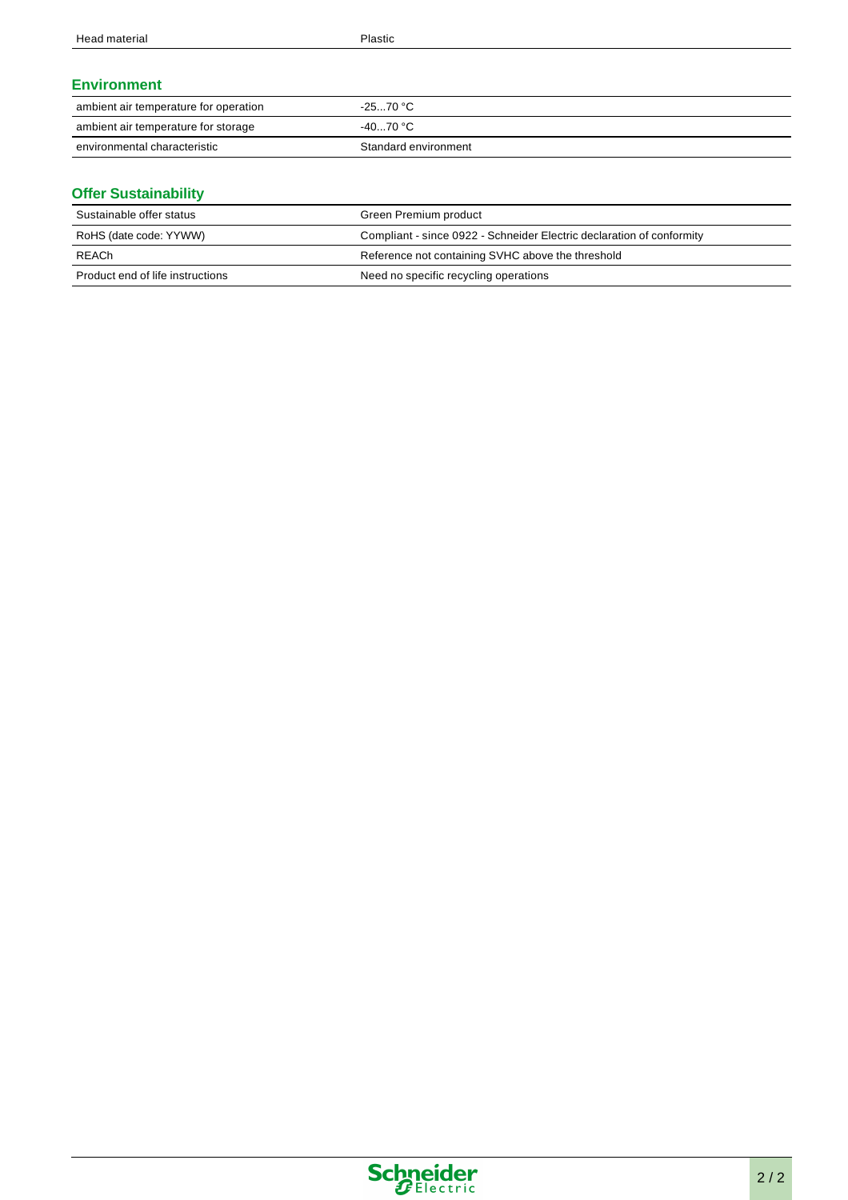| | |
|---|---|
| Head material | Plastic |

## Environment

| | |
|---|---|
| ambient air temperature for operation | -25...70 °C |
| ambient air temperature for storage | -40...70 °C |
| environmental characteristic | Standard environment |

## Offer Sustainability

| | |
|---|---|
| Sustainable offer status | Green Premium product |
| RoHS (date code: YYWW) | Compliant - since 0922 - Schneider Electric declaration of conformity |
| REACh | Reference not containing SVHC above the threshold |
| Product end of life instructions | Need no specific recycling operations |